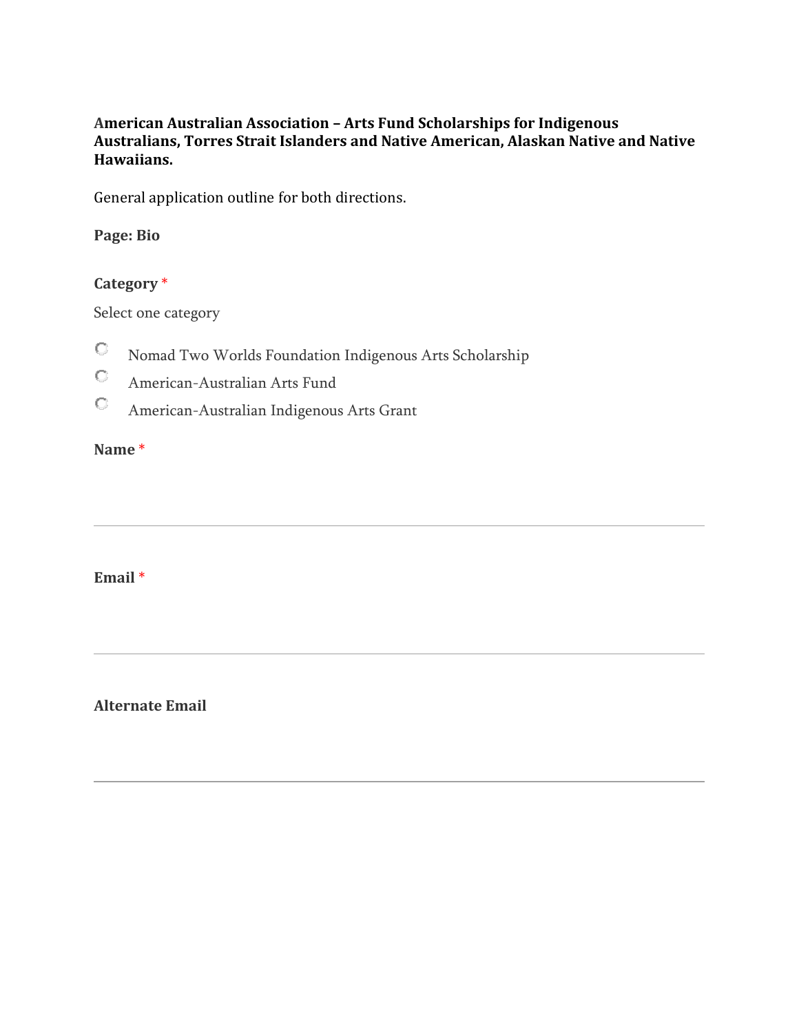**American Australian Association – Arts Fund Scholarships for Indigenous Australians, Torres Strait Islanders and Native American, Alaskan Native and Native Hawaiians.**

General application outline for both directions.

**Page: Bio**

**Category** *

Select one category

- ○ Nomad Two Worlds Foundation Indigenous Arts Scholarship
- ○ American-Australian Arts Fund
- ○ American-Australian Indigenous Arts Grant

**Name** *

---

**Email** *

---

**Alternate Email**

---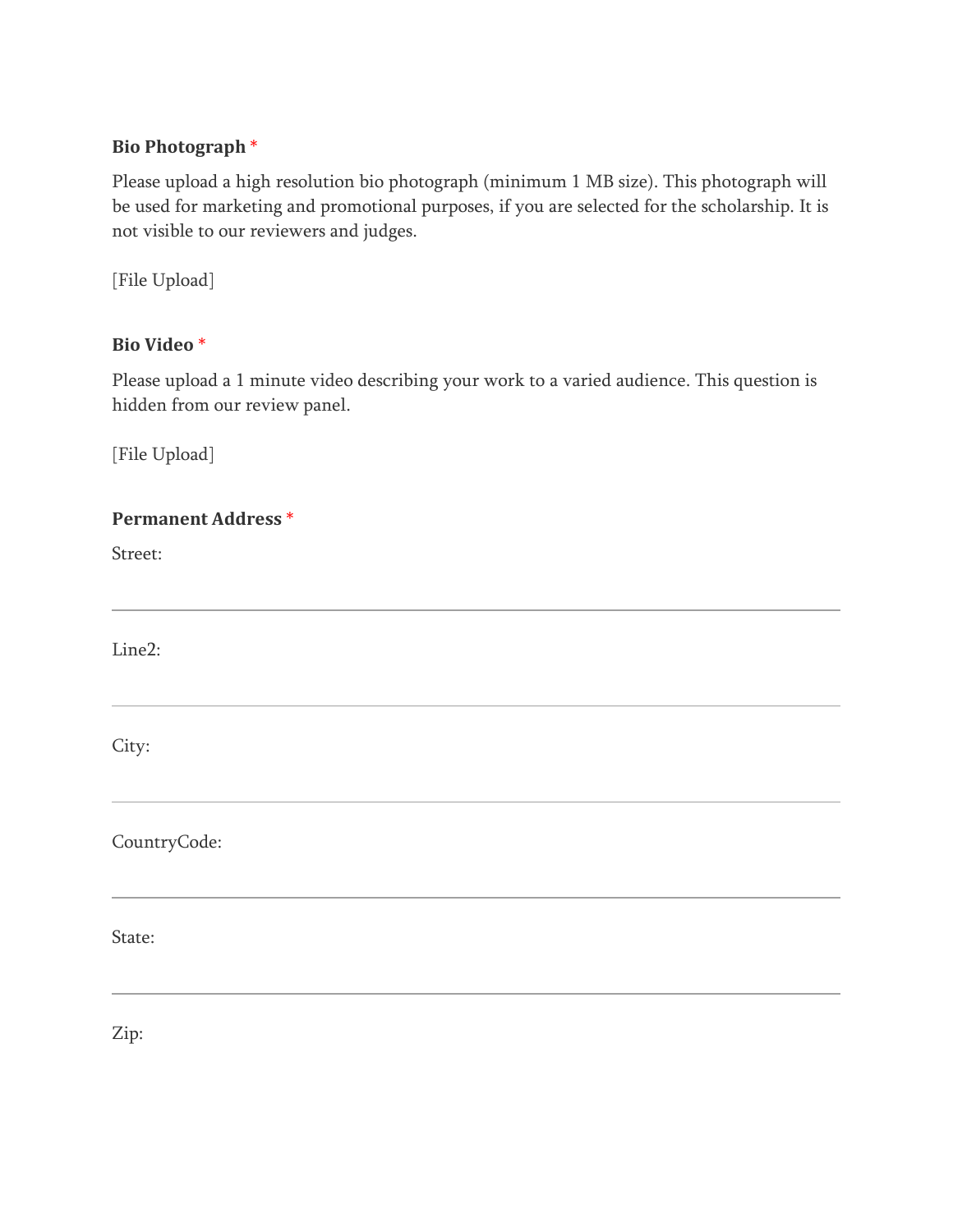**Bio Photograph** *

Please upload a high resolution bio photograph (minimum 1 MB size). This photograph will be used for marketing and promotional purposes, if you are selected for the scholarship. It is not visible to our reviewers and judges.

[File Upload]

**Bio Video** *

Please upload a 1 minute video describing your work to a varied audience. This question is hidden from our review panel.

[File Upload]

**Permanent Address** *

Street:

---

Line2:

---

City:

---

CountryCode:

---

State:

---

Zip: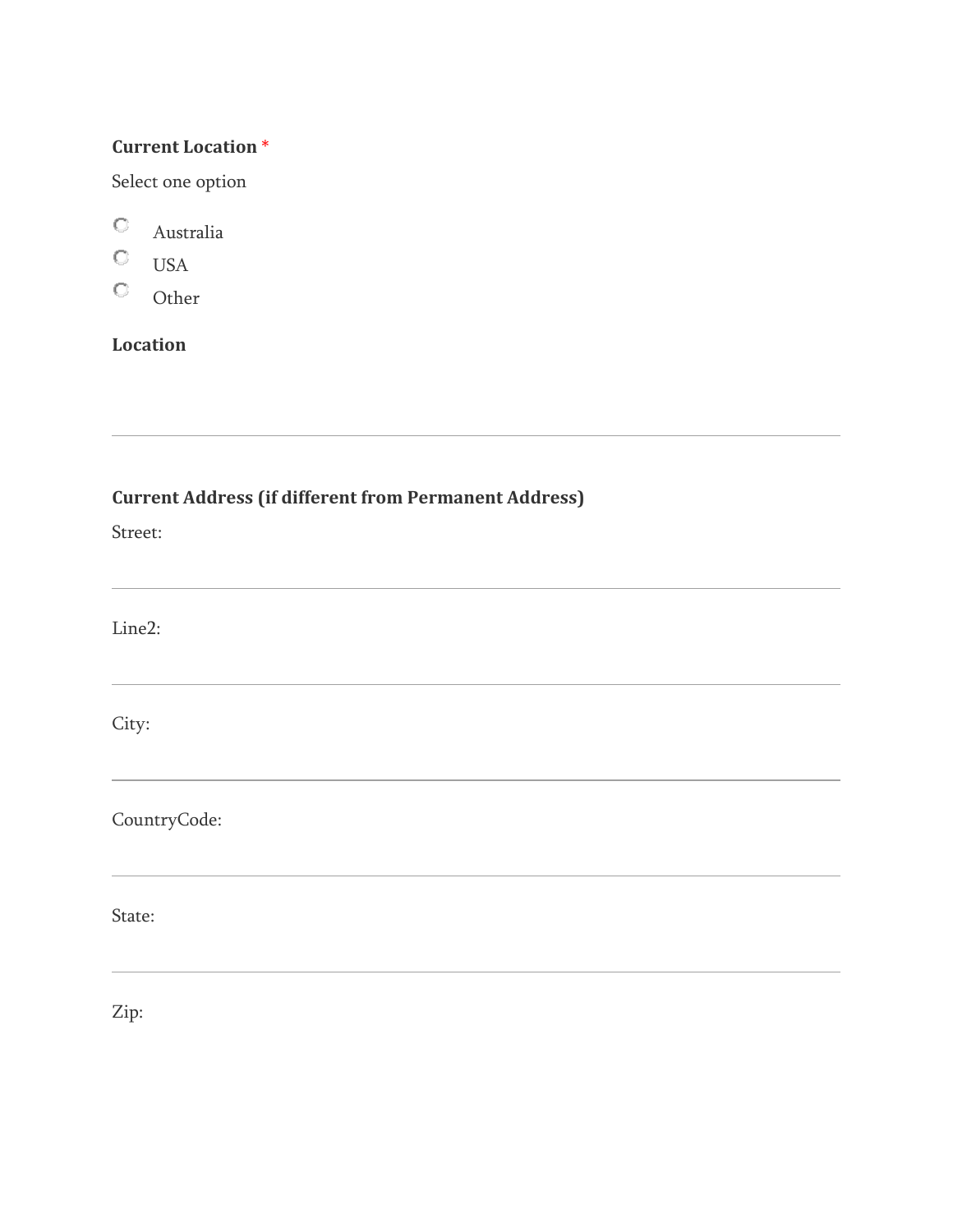**Current Location** *

Select one option

- ○ Australia
- ○ USA
- ○ Other

**Location**

---

**Current Address (if different from Permanent Address)**

Street:

---

Line2:

---

City:

---

CountryCode:

---

State:

---

Zip: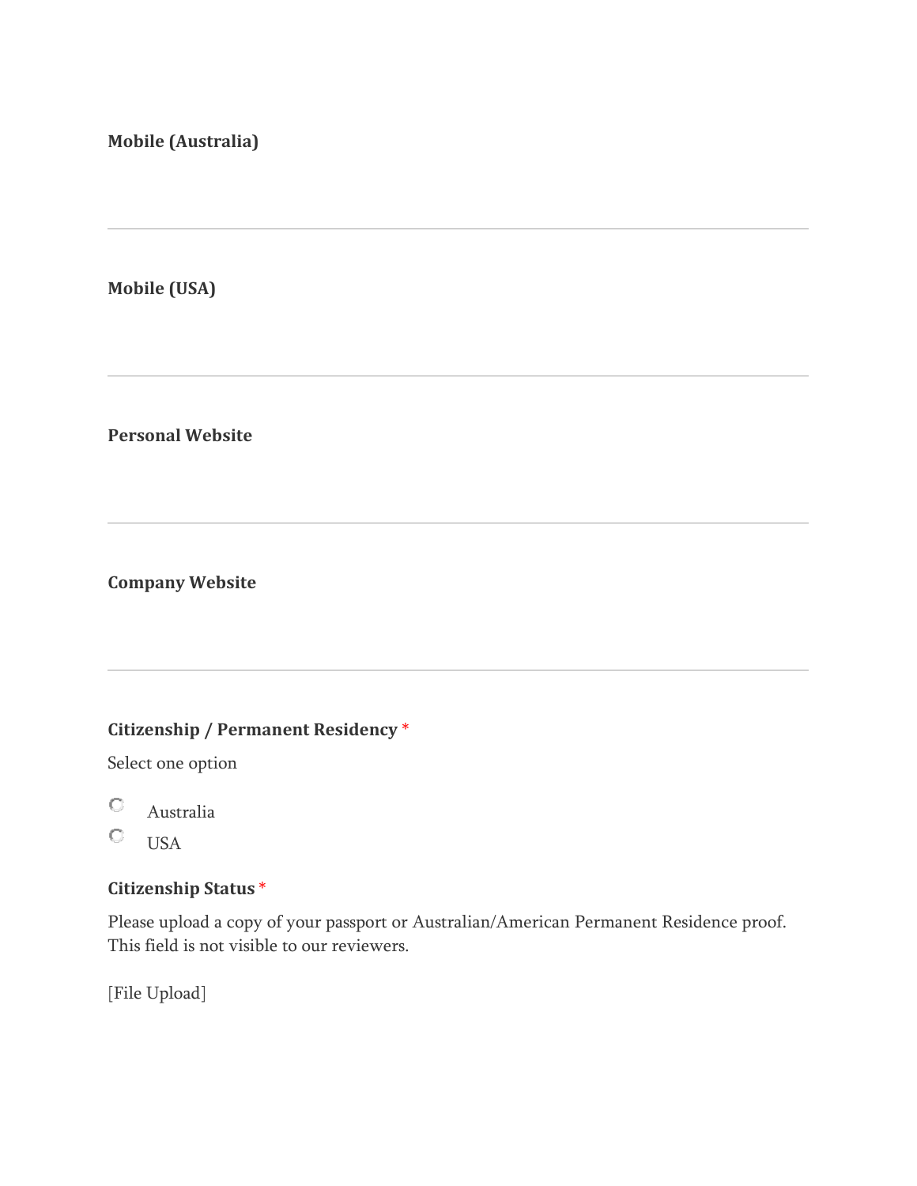**Mobile (Australia)**

---

**Mobile (USA)**

---

**Personal Website**

---

**Company Website**

---

**Citizenship / Permanent Residency** *

Select one option

- ○ Australia
- ○ USA

**Citizenship Status** *

Please upload a copy of your passport or Australian/American Permanent Residence proof. This field is not visible to our reviewers.

[File Upload]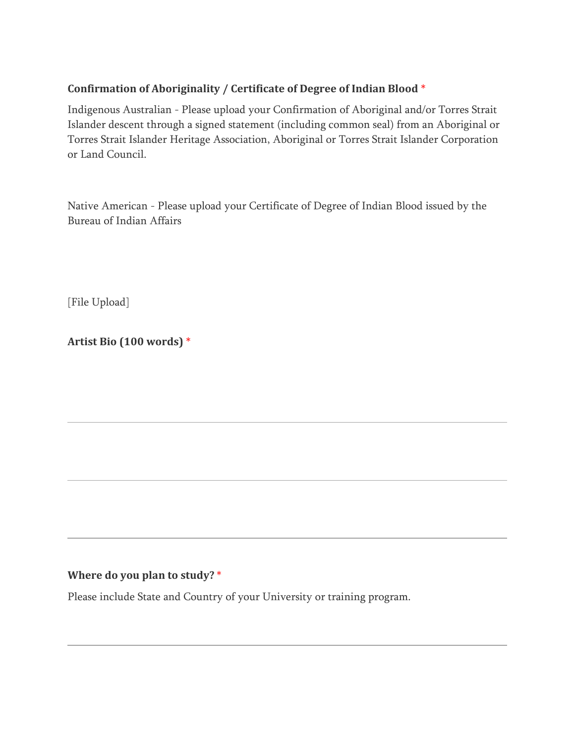**Confirmation of Aboriginality / Certificate of Degree of Indian Blood** *

Indigenous Australian - Please upload your Confirmation of Aboriginal and/or Torres Strait Islander descent through a signed statement (including common seal) from an Aboriginal or Torres Strait Islander Heritage Association, Aboriginal or Torres Strait Islander Corporation or Land Council.

Native American - Please upload your Certificate of Degree of Indian Blood issued by the Bureau of Indian Affairs

[File Upload]

**Artist Bio (100 words)** *

---

---

---

**Where do you plan to study?** *

Please include State and Country of your University or training program.

---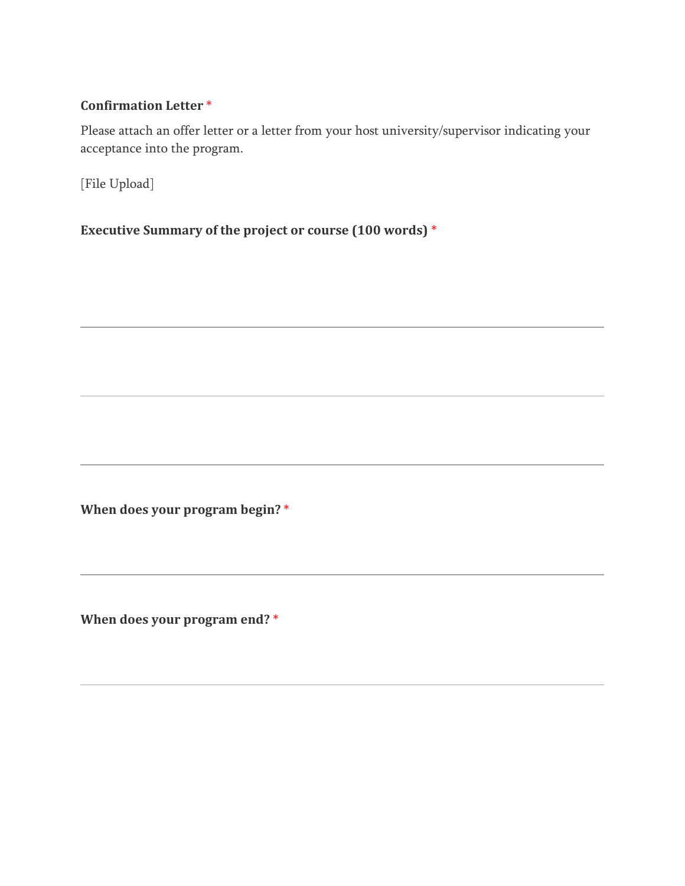**Confirmation Letter** *

Please attach an offer letter or a letter from your host university/supervisor indicating your acceptance into the program.

[File Upload]

**Executive Summary of the project or course (100 words)** *

---

---

---

**When does your program begin?** *

---

**When does your program end?** *

---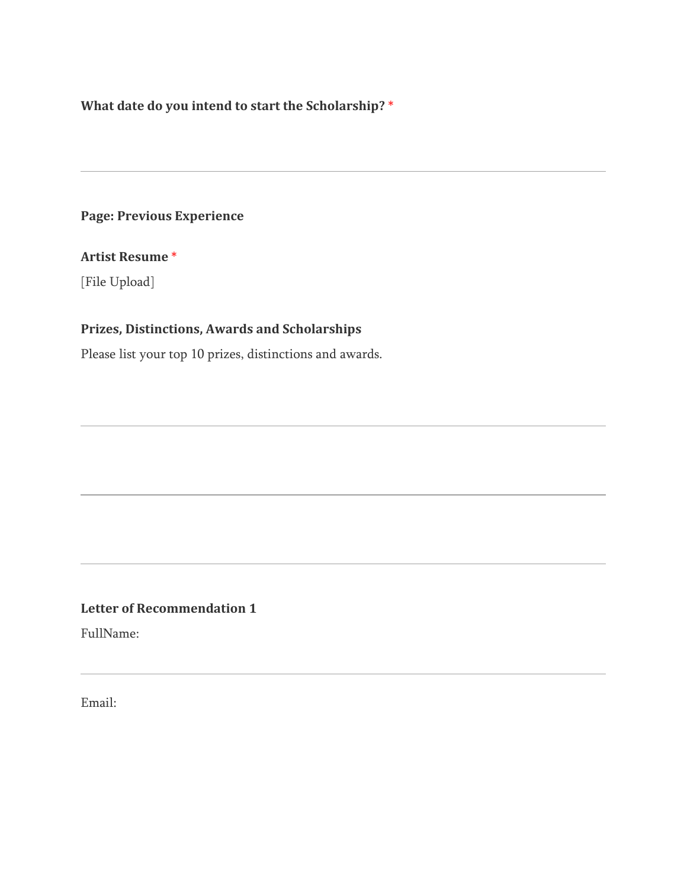**What date do you intend to start the Scholarship?** *

---

**Page: Previous Experience**

**Artist Resume** *

[File Upload]

**Prizes, Distinctions, Awards and Scholarships**

Please list your top 10 prizes, distinctions and awards.

---

---

---

**Letter of Recommendation 1**

FullName:

---

Email: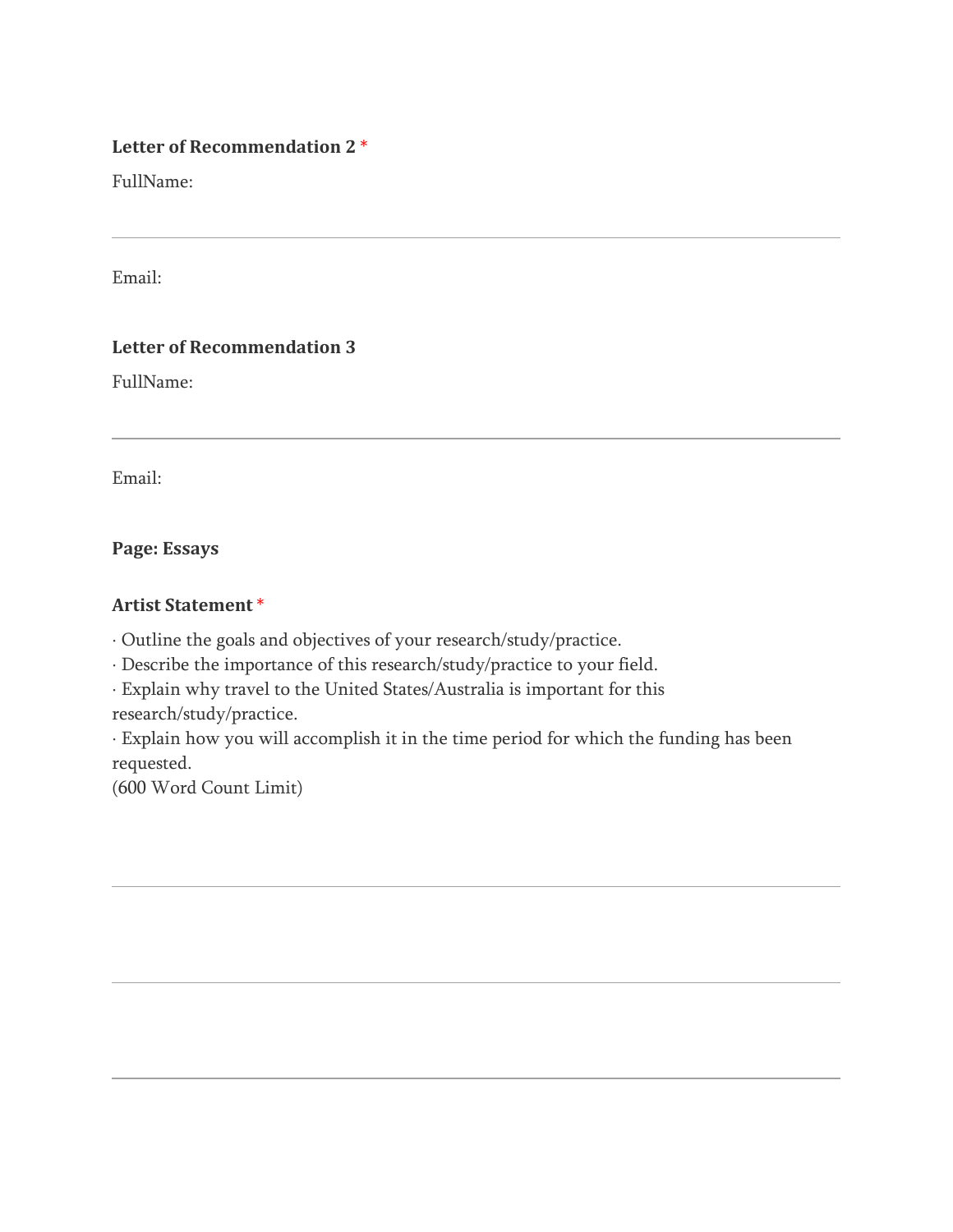**Letter of Recommendation 2** *

FullName:

---

Email:

**Letter of Recommendation 3**

FullName:

---

Email:

**Page: Essays**

**Artist Statement** *

· Outline the goals and objectives of your research/study/practice.
· Describe the importance of this research/study/practice to your field.
· Explain why travel to the United States/Australia is important for this research/study/practice.
· Explain how you will accomplish it in the time period for which the funding has been requested.
(600 Word Count Limit)

---

---

---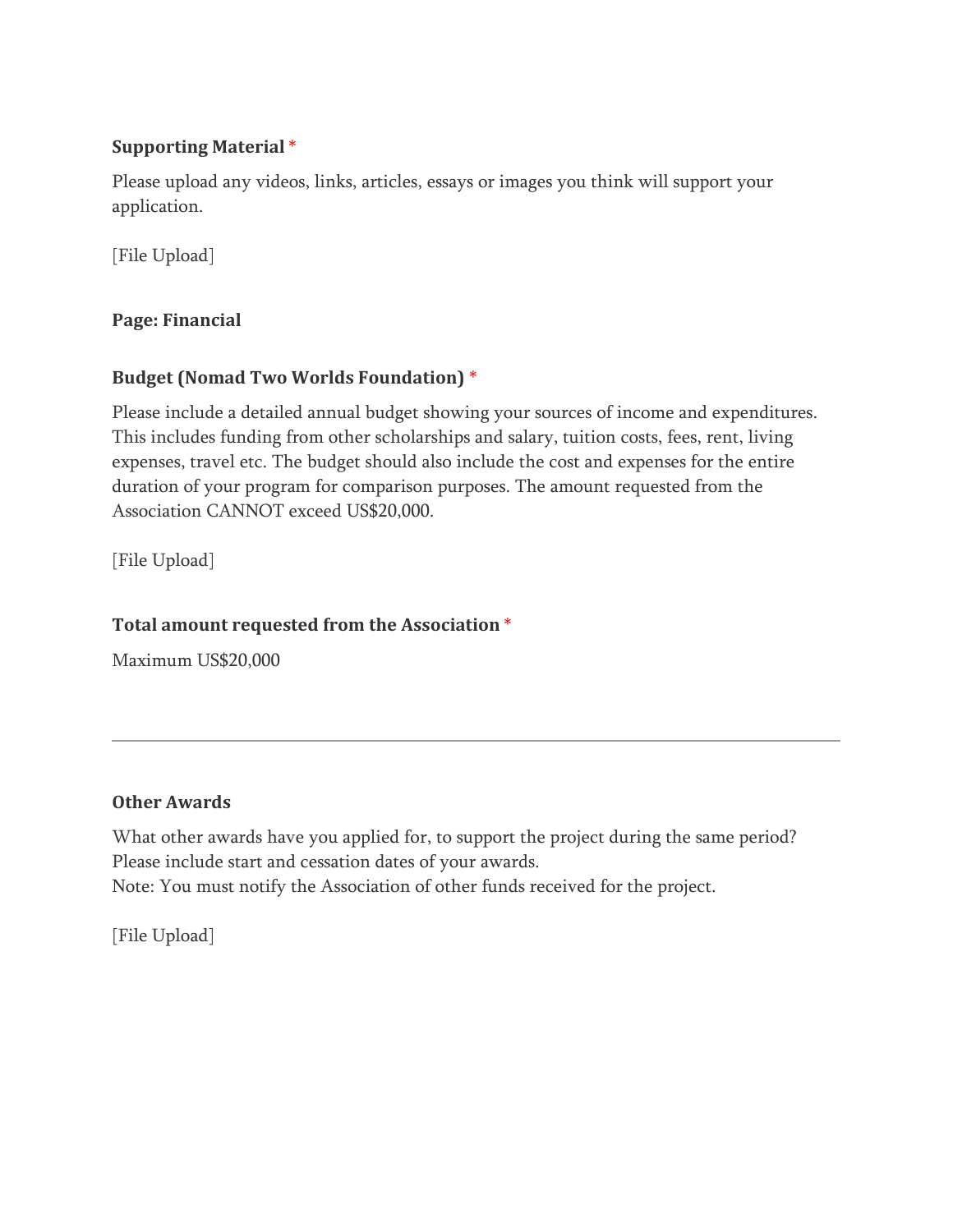**Supporting Material** *

Please upload any videos, links, articles, essays or images you think will support your application.

[File Upload]

**Page: Financial**

**Budget (Nomad Two Worlds Foundation)** *

Please include a detailed annual budget showing your sources of income and expenditures. This includes funding from other scholarships and salary, tuition costs, fees, rent, living expenses, travel etc. The budget should also include the cost and expenses for the entire duration of your program for comparison purposes. The amount requested from the Association CANNOT exceed US$20,000.

[File Upload]

**Total amount requested from the Association** *

Maximum US$20,000

---

**Other Awards**

What other awards have you applied for, to support the project during the same period? Please include start and cessation dates of your awards.
Note: You must notify the Association of other funds received for the project.

[File Upload]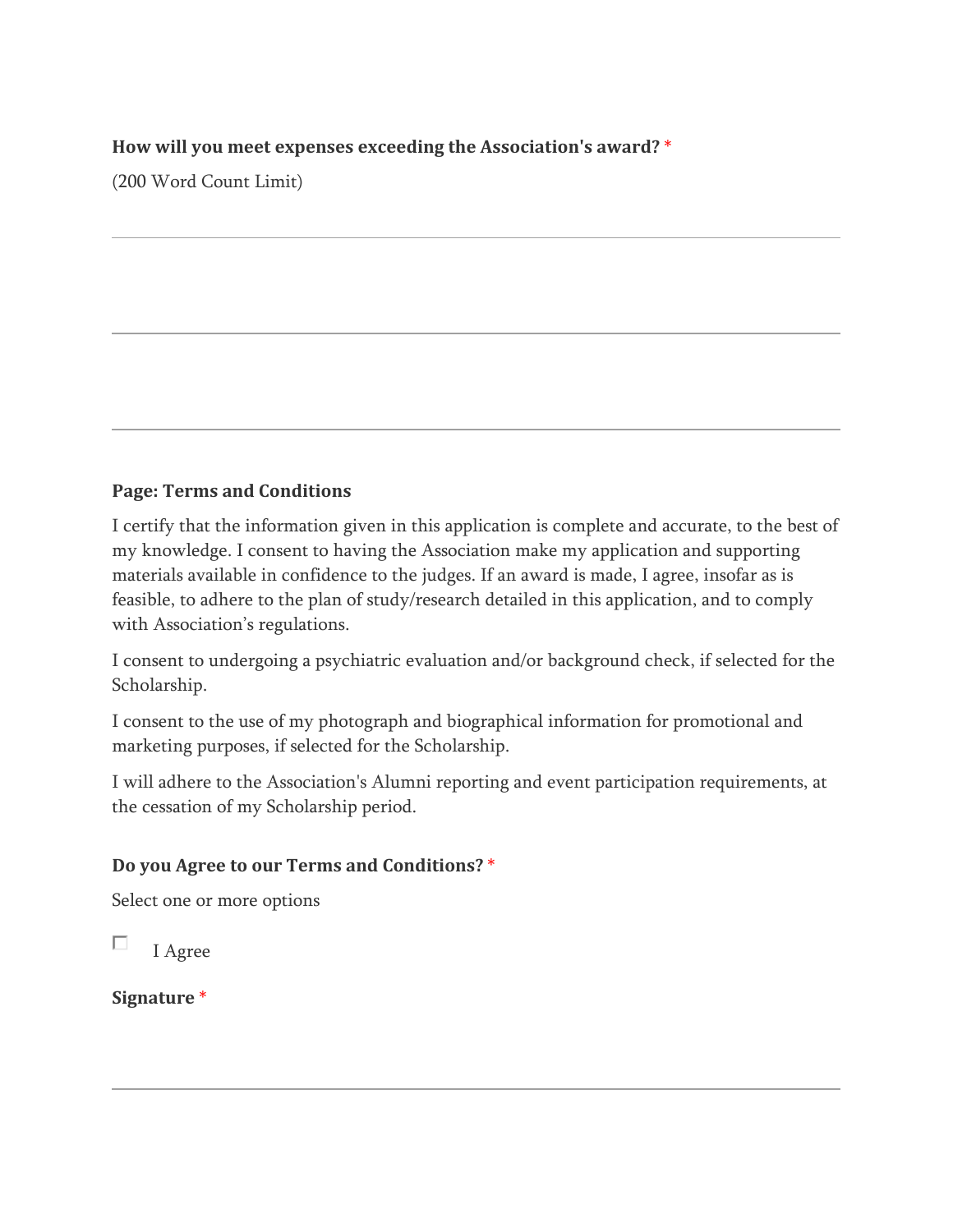**How will you meet expenses exceeding the Association's award?** *

(200 Word Count Limit)

---

---

---

**Page: Terms and Conditions**

I certify that the information given in this application is complete and accurate, to the best of my knowledge. I consent to having the Association make my application and supporting materials available in confidence to the judges. If an award is made, I agree, insofar as is feasible, to adhere to the plan of study/research detailed in this application, and to comply with Association's regulations.

I consent to undergoing a psychiatric evaluation and/or background check, if selected for the Scholarship.

I consent to the use of my photograph and biographical information for promotional and marketing purposes, if selected for the Scholarship.

I will adhere to the Association's Alumni reporting and event participation requirements, at the cessation of my Scholarship period.

**Do you Agree to our Terms and Conditions?** *

Select one or more options

☐ I Agree

**Signature** *

---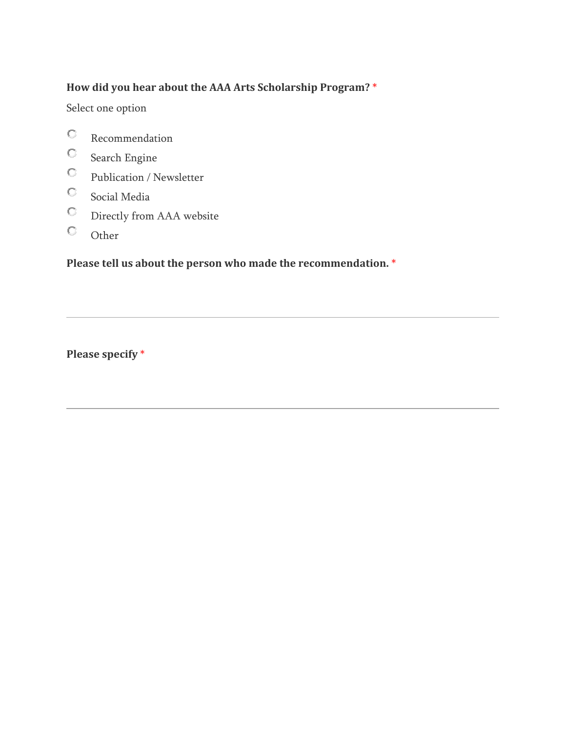**How did you hear about the AAA Arts Scholarship Program?** *

Select one option

- ○ Recommendation
- ○ Search Engine
- ○ Publication / Newsletter
- ○ Social Media
- ○ Directly from AAA website
- ○ Other

**Please tell us about the person who made the recommendation.** *

---

**Please specify** *

---